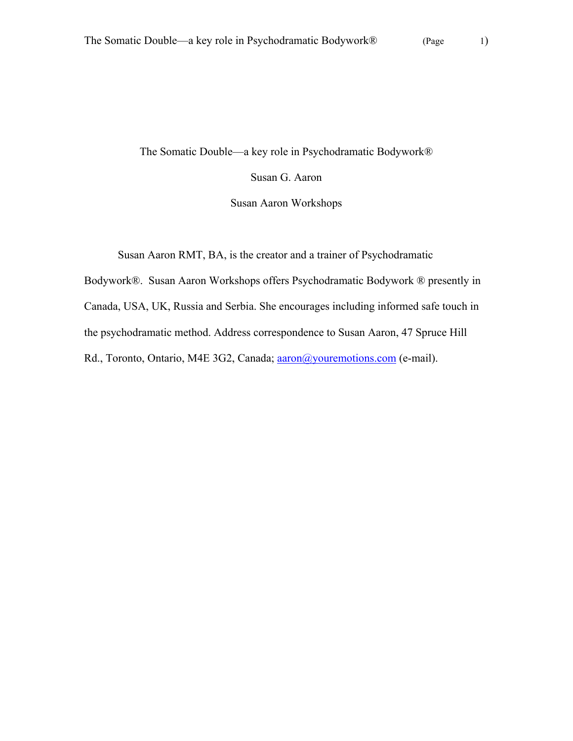# The Somatic Double—a key role in Psychodramatic Bodywork®

Susan G. Aaron

Susan Aaron Workshops

Susan Aaron RMT, BA, is the creator and a trainer of Psychodramatic Bodywork®. Susan Aaron Workshops offers Psychodramatic Bodywork ® presently in Canada, USA, UK, Russia and Serbia. She encourages including informed safe touch in the psychodramatic method. Address correspondence to Susan Aaron, 47 Spruce Hill Rd., Toronto, Ontario, M4E 3G2, Canada; aaron@youremotions.com (e-mail).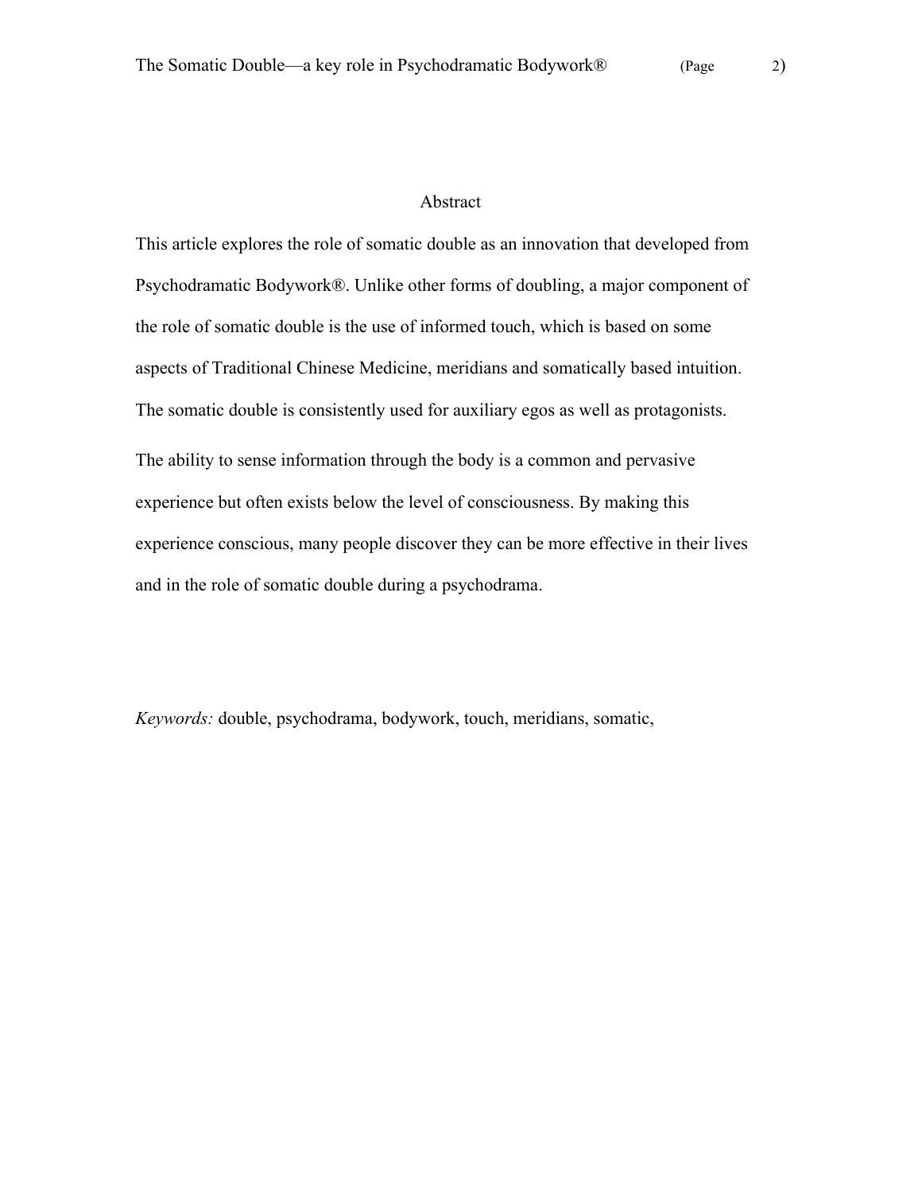## Abstract

This article explores the role of somatic double as an innovation that developed from Psychodramatic Bodywork®. Unlike other forms of doubling, a major component of the role of somatic double is the use of informed touch, which is based on some aspects of Traditional Chinese Medicine, meridians and somatically based intuition. The somatic double is consistently used for auxiliary egos as well as protagonists.

The ability to sense information through the body is a common and pervasive experience but often exists below the level of consciousness. By making this experience conscious, many people discover they can be more effective in their lives and in the role of somatic double during a psychodrama.

*Keywords:* double, psychodrama, bodywork, touch, meridians, somatic,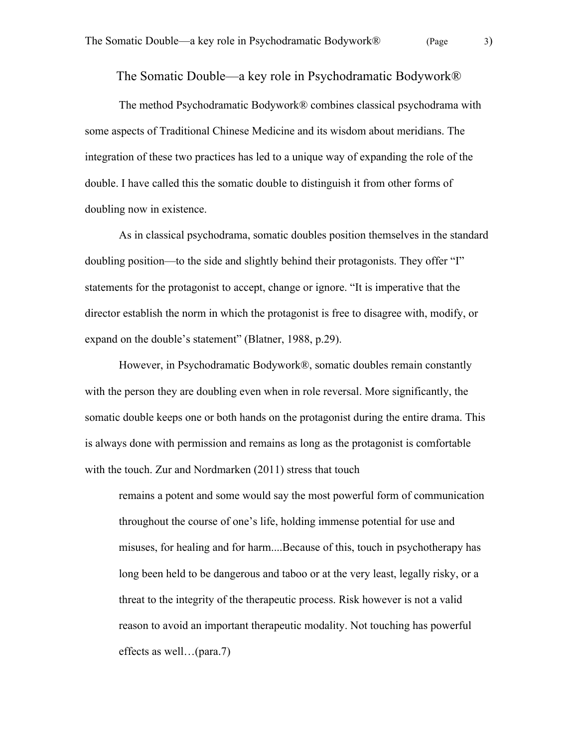# The Somatic Double—a key role in Psychodramatic Bodywork®

The method Psychodramatic Bodywork® combines classical psychodrama with some aspects of Traditional Chinese Medicine and its wisdom about meridians. The integration of these two practices has led to a unique way of expanding the role of the double. I have called this the somatic double to distinguish it from other forms of doubling now in existence.

As in classical psychodrama, somatic doubles position themselves in the standard doubling position—to the side and slightly behind their protagonists. They offer "I" statements for the protagonist to accept, change or ignore. "It is imperative that the director establish the norm in which the protagonist is free to disagree with, modify, or expand on the double's statement" (Blatner, 1988, p.29).

However, in Psychodramatic Bodywork®, somatic doubles remain constantly with the person they are doubling even when in role reversal. More significantly, the somatic double keeps one or both hands on the protagonist during the entire drama. This is always done with permission and remains as long as the protagonist is comfortable with the touch. Zur and Nordmarken (2011) stress that touch

> remains a potent and some would say the most powerful form of communication throughout the course of one's life, holding immense potential for use and misuses, for healing and for harm....Because of this, touch in psychotherapy has long been held to be dangerous and taboo or at the very least, legally risky, or a threat to the integrity of the therapeutic process. Risk however is not a valid reason to avoid an important therapeutic modality. Not touching has powerful effects as well…(para.7)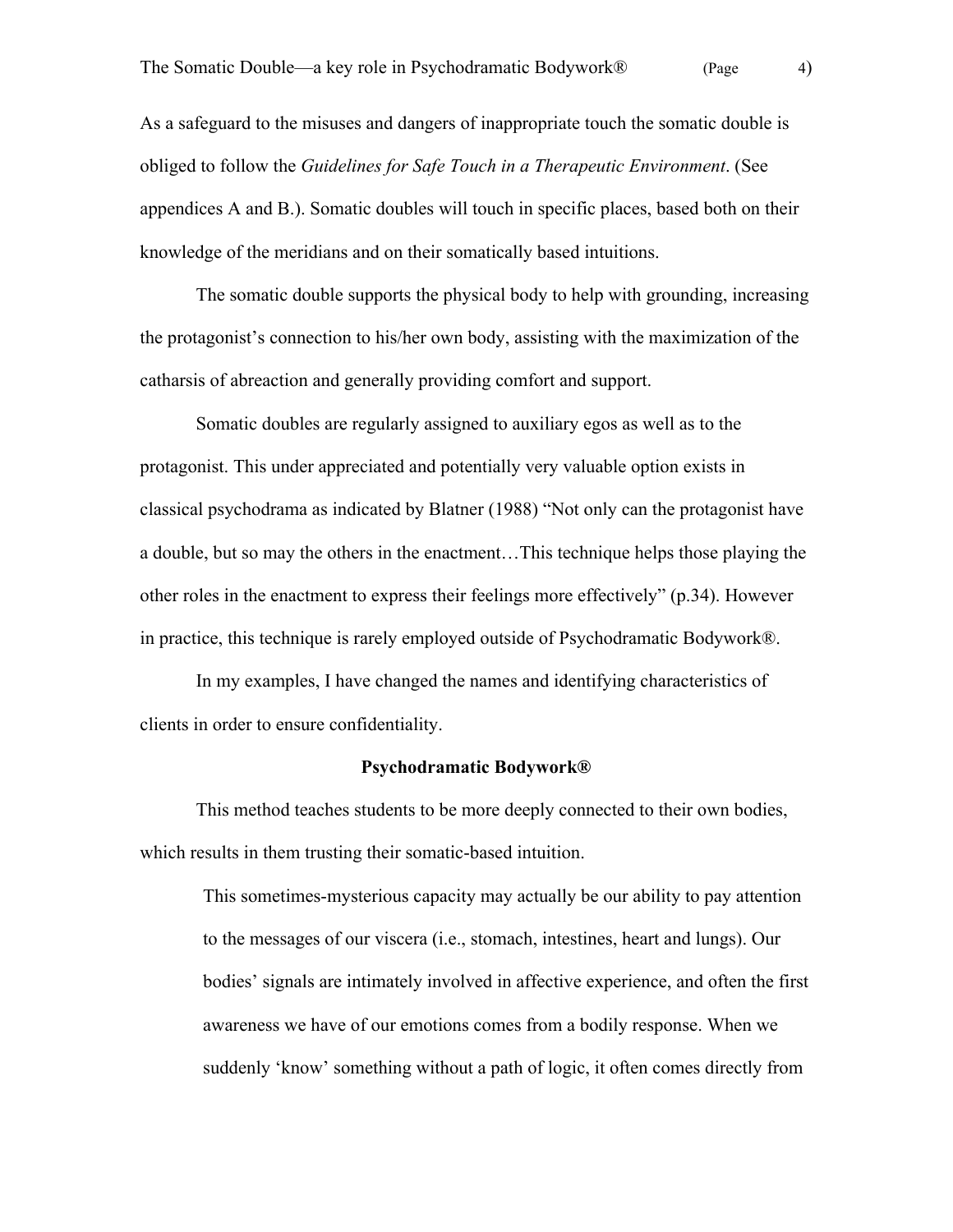As a safeguard to the misuses and dangers of inappropriate touch the somatic double is obliged to follow the *Guidelines for Safe Touch in a Therapeutic Environment*. (See appendices A and B.). Somatic doubles will touch in specific places, based both on their knowledge of the meridians and on their somatically based intuitions.

The somatic double supports the physical body to help with grounding, increasing the protagonist's connection to his/her own body, assisting with the maximization of the catharsis of abreaction and generally providing comfort and support.

Somatic doubles are regularly assigned to auxiliary egos as well as to the protagonist. This under appreciated and potentially very valuable option exists in classical psychodrama as indicated by Blatner (1988) "Not only can the protagonist have a double, but so may the others in the enactment…This technique helps those playing the other roles in the enactment to express their feelings more effectively" (p.34). However in practice, this technique is rarely employed outside of Psychodramatic Bodywork®.

In my examples, I have changed the names and identifying characteristics of clients in order to ensure confidentiality.

**Psychodramatic Bodywork®**

This method teaches students to be more deeply connected to their own bodies, which results in them trusting their somatic-based intuition.

> This sometimes-mysterious capacity may actually be our ability to pay attention to the messages of our viscera (i.e., stomach, intestines, heart and lungs). Our bodies' signals are intimately involved in affective experience, and often the first awareness we have of our emotions comes from a bodily response. When we suddenly 'know' something without a path of logic, it often comes directly from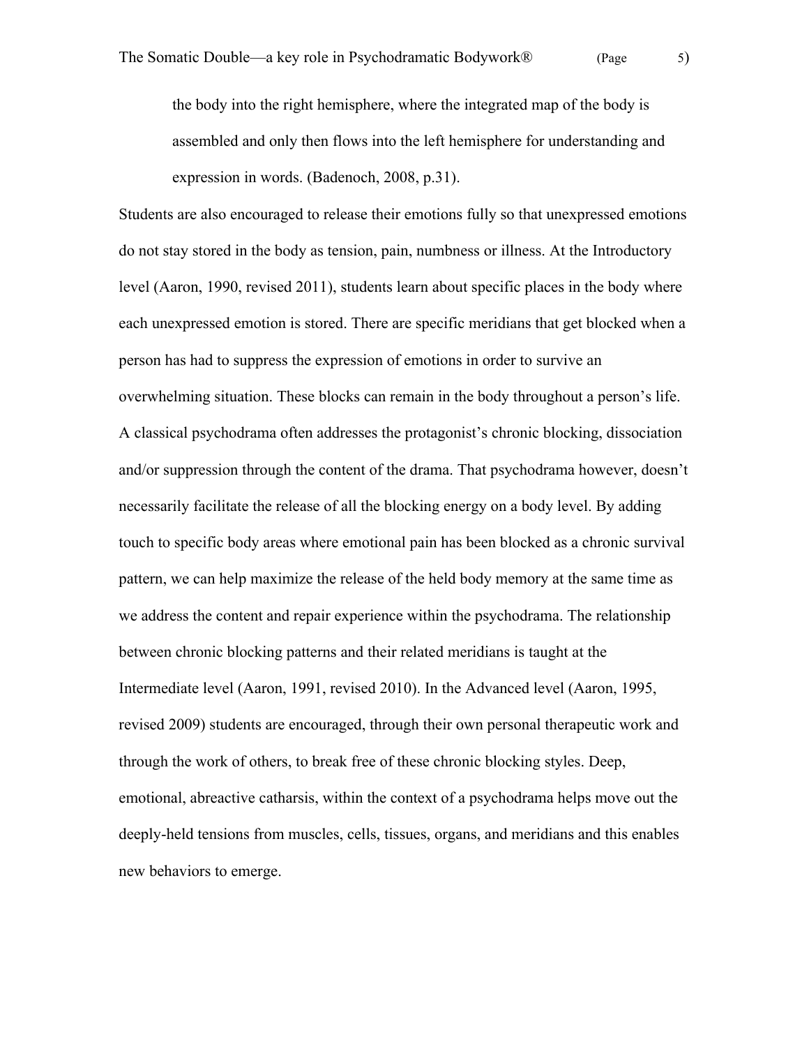> the body into the right hemisphere, where the integrated map of the body is assembled and only then flows into the left hemisphere for understanding and expression in words. (Badenoch, 2008, p.31).

Students are also encouraged to release their emotions fully so that unexpressed emotions do not stay stored in the body as tension, pain, numbness or illness. At the Introductory level (Aaron, 1990, revised 2011), students learn about specific places in the body where each unexpressed emotion is stored. There are specific meridians that get blocked when a person has had to suppress the expression of emotions in order to survive an overwhelming situation. These blocks can remain in the body throughout a person's life. A classical psychodrama often addresses the protagonist's chronic blocking, dissociation and/or suppression through the content of the drama. That psychodrama however, doesn't necessarily facilitate the release of all the blocking energy on a body level. By adding touch to specific body areas where emotional pain has been blocked as a chronic survival pattern, we can help maximize the release of the held body memory at the same time as we address the content and repair experience within the psychodrama. The relationship between chronic blocking patterns and their related meridians is taught at the Intermediate level (Aaron, 1991, revised 2010). In the Advanced level (Aaron, 1995, revised 2009) students are encouraged, through their own personal therapeutic work and through the work of others, to break free of these chronic blocking styles. Deep, emotional, abreactive catharsis, within the context of a psychodrama helps move out the deeply-held tensions from muscles, cells, tissues, organs, and meridians and this enables new behaviors to emerge.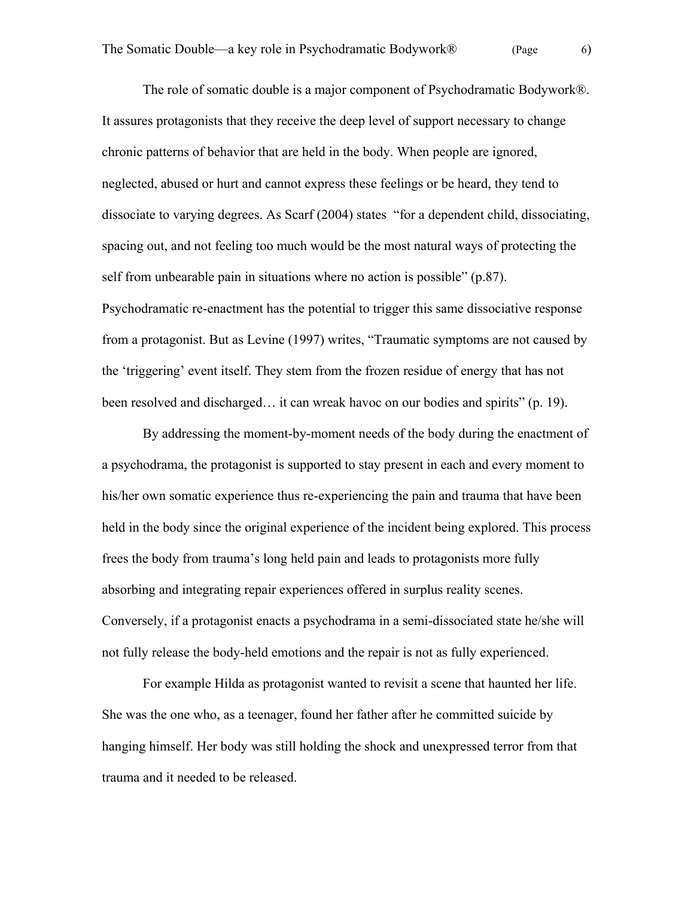The role of somatic double is a major component of Psychodramatic Bodywork®. It assures protagonists that they receive the deep level of support necessary to change chronic patterns of behavior that are held in the body. When people are ignored, neglected, abused or hurt and cannot express these feelings or be heard, they tend to dissociate to varying degrees. As Scarf (2004) states "for a dependent child, dissociating, spacing out, and not feeling too much would be the most natural ways of protecting the self from unbearable pain in situations where no action is possible" (p.87). Psychodramatic re-enactment has the potential to trigger this same dissociative response from a protagonist. But as Levine (1997) writes, "Traumatic symptoms are not caused by the 'triggering' event itself. They stem from the frozen residue of energy that has not been resolved and discharged… it can wreak havoc on our bodies and spirits" (p. 19).

By addressing the moment-by-moment needs of the body during the enactment of a psychodrama, the protagonist is supported to stay present in each and every moment to his/her own somatic experience thus re-experiencing the pain and trauma that have been held in the body since the original experience of the incident being explored. This process frees the body from trauma's long held pain and leads to protagonists more fully absorbing and integrating repair experiences offered in surplus reality scenes. Conversely, if a protagonist enacts a psychodrama in a semi-dissociated state he/she will not fully release the body-held emotions and the repair is not as fully experienced.

For example Hilda as protagonist wanted to revisit a scene that haunted her life. She was the one who, as a teenager, found her father after he committed suicide by hanging himself. Her body was still holding the shock and unexpressed terror from that trauma and it needed to be released.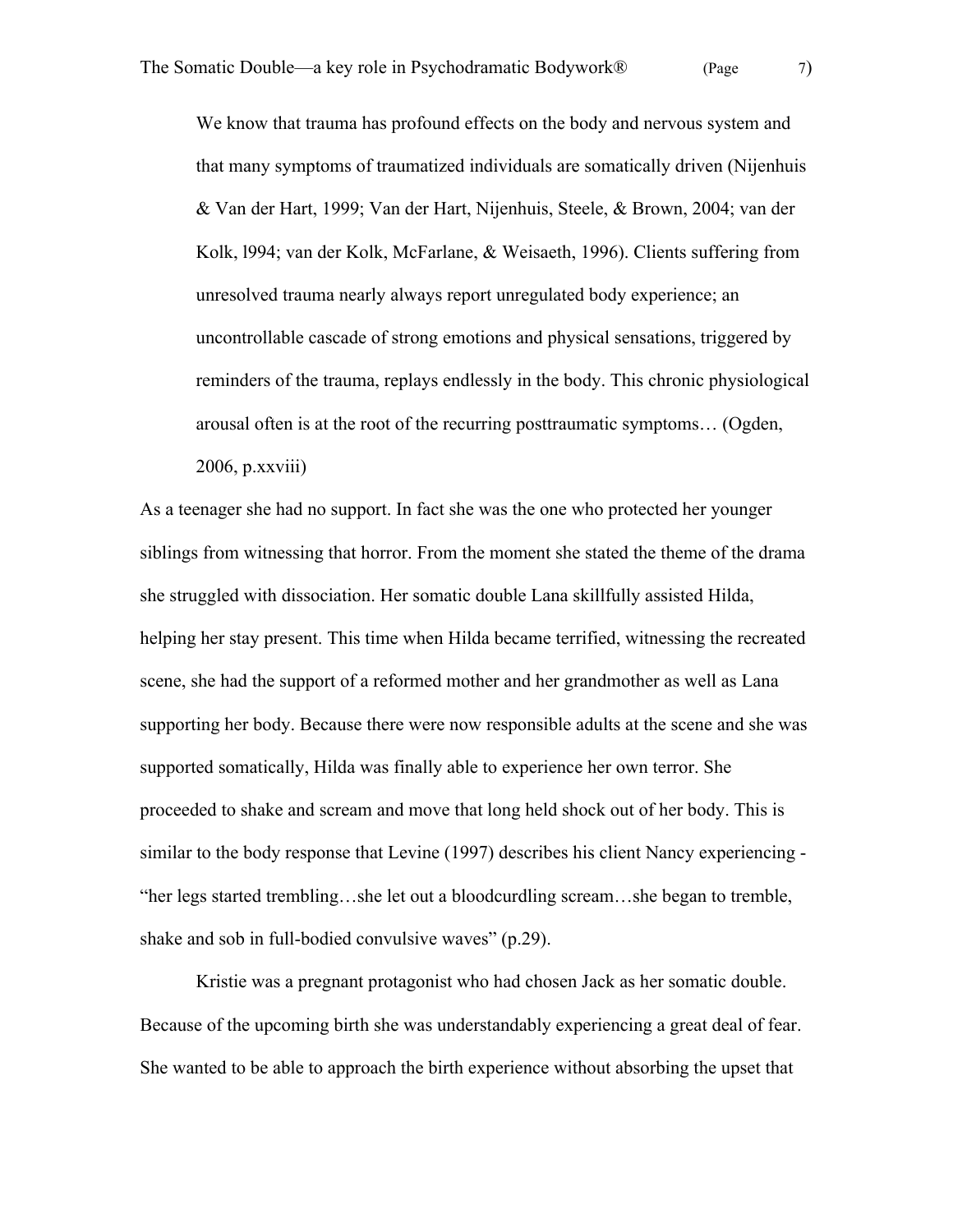> We know that trauma has profound effects on the body and nervous system and that many symptoms of traumatized individuals are somatically driven (Nijenhuis & Van der Hart, 1999; Van der Hart, Nijenhuis, Steele, & Brown, 2004; van der Kolk, l994; van der Kolk, McFarlane, & Weisaeth, 1996). Clients suffering from unresolved trauma nearly always report unregulated body experience; an uncontrollable cascade of strong emotions and physical sensations, triggered by reminders of the trauma, replays endlessly in the body. This chronic physiological arousal often is at the root of the recurring posttraumatic symptoms… (Ogden, 2006, p.xxviii)

As a teenager she had no support. In fact she was the one who protected her younger siblings from witnessing that horror. From the moment she stated the theme of the drama she struggled with dissociation. Her somatic double Lana skillfully assisted Hilda, helping her stay present. This time when Hilda became terrified, witnessing the recreated scene, she had the support of a reformed mother and her grandmother as well as Lana supporting her body. Because there were now responsible adults at the scene and she was supported somatically, Hilda was finally able to experience her own terror. She proceeded to shake and scream and move that long held shock out of her body. This is similar to the body response that Levine (1997) describes his client Nancy experiencing - "her legs started trembling…she let out a bloodcurdling scream…she began to tremble, shake and sob in full-bodied convulsive waves" (p.29).

Kristie was a pregnant protagonist who had chosen Jack as her somatic double. Because of the upcoming birth she was understandably experiencing a great deal of fear. She wanted to be able to approach the birth experience without absorbing the upset that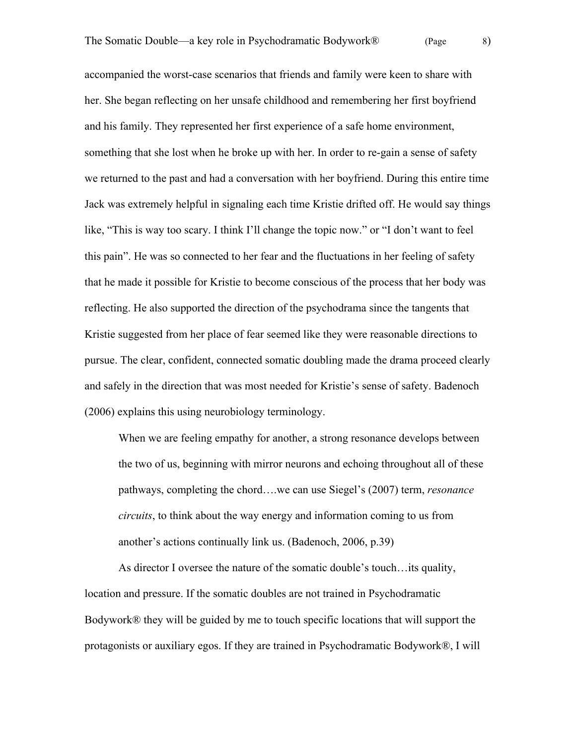accompanied the worst-case scenarios that friends and family were keen to share with her. She began reflecting on her unsafe childhood and remembering her first boyfriend and his family. They represented her first experience of a safe home environment, something that she lost when he broke up with her. In order to re-gain a sense of safety we returned to the past and had a conversation with her boyfriend. During this entire time Jack was extremely helpful in signaling each time Kristie drifted off. He would say things like, "This is way too scary. I think I'll change the topic now." or "I don't want to feel this pain". He was so connected to her fear and the fluctuations in her feeling of safety that he made it possible for Kristie to become conscious of the process that her body was reflecting. He also supported the direction of the psychodrama since the tangents that Kristie suggested from her place of fear seemed like they were reasonable directions to pursue. The clear, confident, connected somatic doubling made the drama proceed clearly and safely in the direction that was most needed for Kristie's sense of safety. Badenoch (2006) explains this using neurobiology terminology.

> When we are feeling empathy for another, a strong resonance develops between the two of us, beginning with mirror neurons and echoing throughout all of these pathways, completing the chord….we can use Siegel's (2007) term, *resonance circuits*, to think about the way energy and information coming to us from another's actions continually link us. (Badenoch, 2006, p.39)

As director I oversee the nature of the somatic double's touch…its quality, location and pressure. If the somatic doubles are not trained in Psychodramatic Bodywork® they will be guided by me to touch specific locations that will support the protagonists or auxiliary egos. If they are trained in Psychodramatic Bodywork®, I will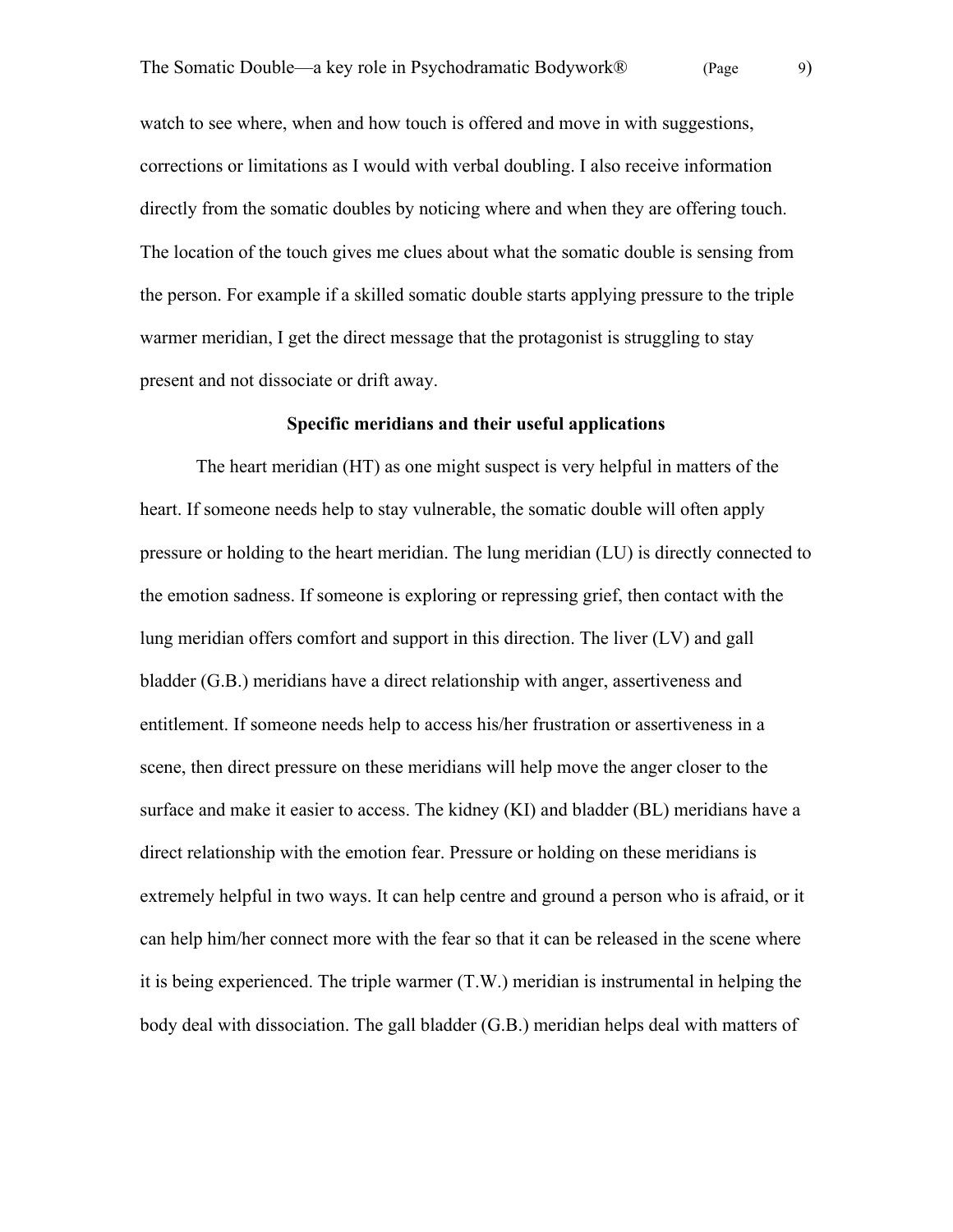watch to see where, when and how touch is offered and move in with suggestions, corrections or limitations as I would with verbal doubling. I also receive information directly from the somatic doubles by noticing where and when they are offering touch. The location of the touch gives me clues about what the somatic double is sensing from the person. For example if a skilled somatic double starts applying pressure to the triple warmer meridian, I get the direct message that the protagonist is struggling to stay present and not dissociate or drift away.

**Specific meridians and their useful applications**

The heart meridian (HT) as one might suspect is very helpful in matters of the heart. If someone needs help to stay vulnerable, the somatic double will often apply pressure or holding to the heart meridian. The lung meridian (LU) is directly connected to the emotion sadness. If someone is exploring or repressing grief, then contact with the lung meridian offers comfort and support in this direction. The liver (LV) and gall bladder (G.B.) meridians have a direct relationship with anger, assertiveness and entitlement. If someone needs help to access his/her frustration or assertiveness in a scene, then direct pressure on these meridians will help move the anger closer to the surface and make it easier to access. The kidney (KI) and bladder (BL) meridians have a direct relationship with the emotion fear. Pressure or holding on these meridians is extremely helpful in two ways. It can help centre and ground a person who is afraid, or it can help him/her connect more with the fear so that it can be released in the scene where it is being experienced. The triple warmer (T.W.) meridian is instrumental in helping the body deal with dissociation. The gall bladder (G.B.) meridian helps deal with matters of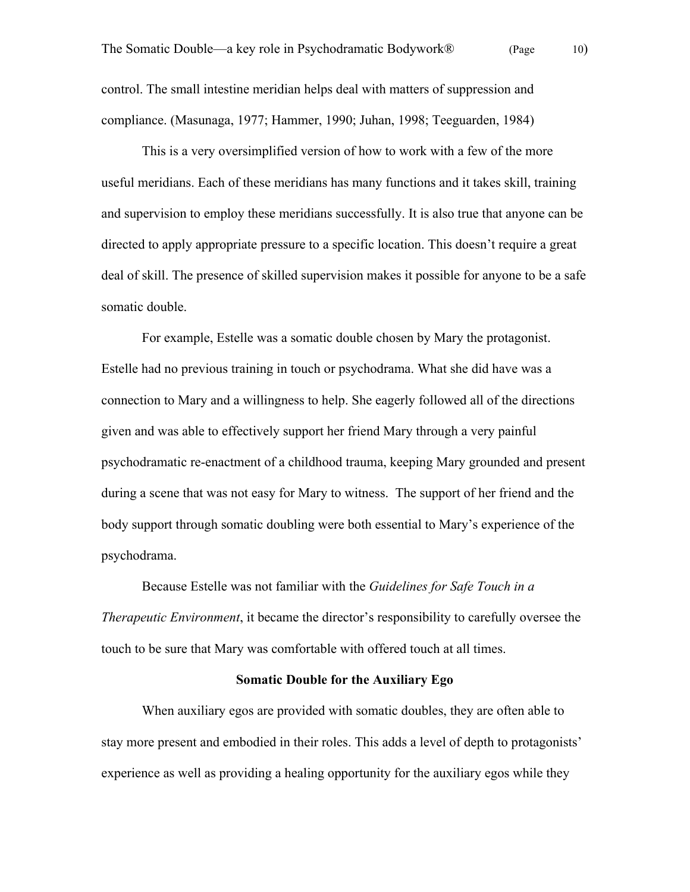control. The small intestine meridian helps deal with matters of suppression and compliance. (Masunaga, 1977; Hammer, 1990; Juhan, 1998; Teeguarden, 1984)

This is a very oversimplified version of how to work with a few of the more useful meridians. Each of these meridians has many functions and it takes skill, training and supervision to employ these meridians successfully. It is also true that anyone can be directed to apply appropriate pressure to a specific location. This doesn't require a great deal of skill. The presence of skilled supervision makes it possible for anyone to be a safe somatic double.

For example, Estelle was a somatic double chosen by Mary the protagonist. Estelle had no previous training in touch or psychodrama. What she did have was a connection to Mary and a willingness to help. She eagerly followed all of the directions given and was able to effectively support her friend Mary through a very painful psychodramatic re-enactment of a childhood trauma, keeping Mary grounded and present during a scene that was not easy for Mary to witness. The support of her friend and the body support through somatic doubling were both essential to Mary's experience of the psychodrama.

Because Estelle was not familiar with the *Guidelines for Safe Touch in a Therapeutic Environment*, it became the director's responsibility to carefully oversee the touch to be sure that Mary was comfortable with offered touch at all times.

## Somatic Double for the Auxiliary Ego

When auxiliary egos are provided with somatic doubles, they are often able to stay more present and embodied in their roles. This adds a level of depth to protagonists' experience as well as providing a healing opportunity for the auxiliary egos while they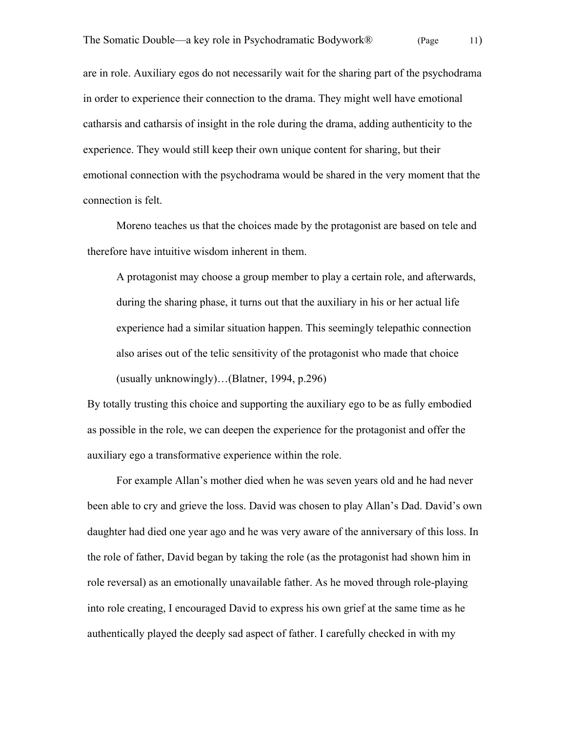are in role. Auxiliary egos do not necessarily wait for the sharing part of the psychodrama in order to experience their connection to the drama. They might well have emotional catharsis and catharsis of insight in the role during the drama, adding authenticity to the experience. They would still keep their own unique content for sharing, but their emotional connection with the psychodrama would be shared in the very moment that the connection is felt.

Moreno teaches us that the choices made by the protagonist are based on tele and therefore have intuitive wisdom inherent in them.

> A protagonist may choose a group member to play a certain role, and afterwards, during the sharing phase, it turns out that the auxiliary in his or her actual life experience had a similar situation happen. This seemingly telepathic connection also arises out of the telic sensitivity of the protagonist who made that choice (usually unknowingly)…(Blatner, 1994, p.296)

By totally trusting this choice and supporting the auxiliary ego to be as fully embodied as possible in the role, we can deepen the experience for the protagonist and offer the auxiliary ego a transformative experience within the role.

For example Allan's mother died when he was seven years old and he had never been able to cry and grieve the loss. David was chosen to play Allan's Dad. David's own daughter had died one year ago and he was very aware of the anniversary of this loss. In the role of father, David began by taking the role (as the protagonist had shown him in role reversal) as an emotionally unavailable father. As he moved through role-playing into role creating, I encouraged David to express his own grief at the same time as he authentically played the deeply sad aspect of father. I carefully checked in with my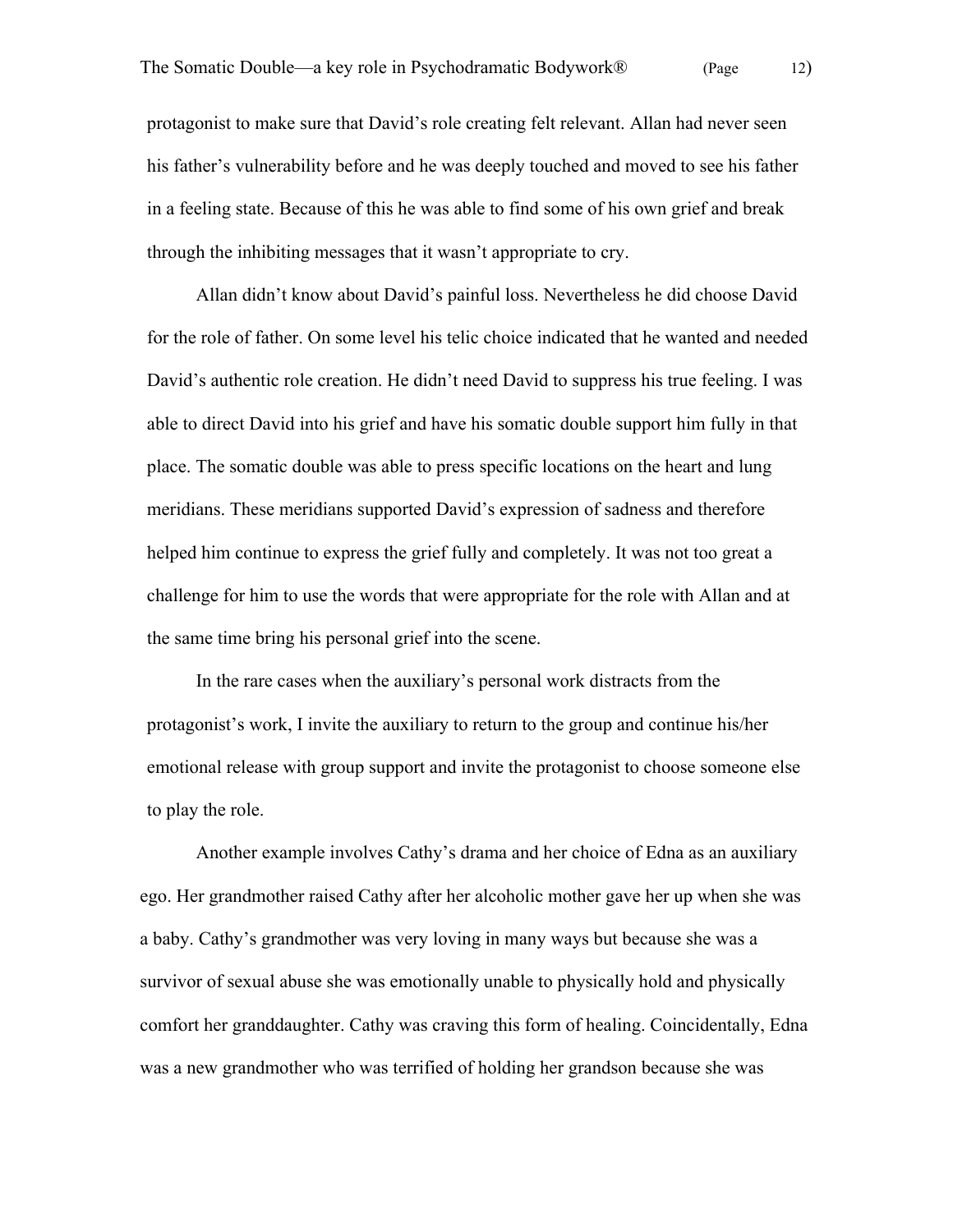protagonist to make sure that David's role creating felt relevant. Allan had never seen his father's vulnerability before and he was deeply touched and moved to see his father in a feeling state. Because of this he was able to find some of his own grief and break through the inhibiting messages that it wasn't appropriate to cry.

Allan didn't know about David's painful loss. Nevertheless he did choose David for the role of father. On some level his telic choice indicated that he wanted and needed David's authentic role creation. He didn't need David to suppress his true feeling. I was able to direct David into his grief and have his somatic double support him fully in that place. The somatic double was able to press specific locations on the heart and lung meridians. These meridians supported David's expression of sadness and therefore helped him continue to express the grief fully and completely. It was not too great a challenge for him to use the words that were appropriate for the role with Allan and at the same time bring his personal grief into the scene.

In the rare cases when the auxiliary's personal work distracts from the protagonist's work, I invite the auxiliary to return to the group and continue his/her emotional release with group support and invite the protagonist to choose someone else to play the role.

Another example involves Cathy's drama and her choice of Edna as an auxiliary ego. Her grandmother raised Cathy after her alcoholic mother gave her up when she was a baby. Cathy's grandmother was very loving in many ways but because she was a survivor of sexual abuse she was emotionally unable to physically hold and physically comfort her granddaughter. Cathy was craving this form of healing. Coincidentally, Edna was a new grandmother who was terrified of holding her grandson because she was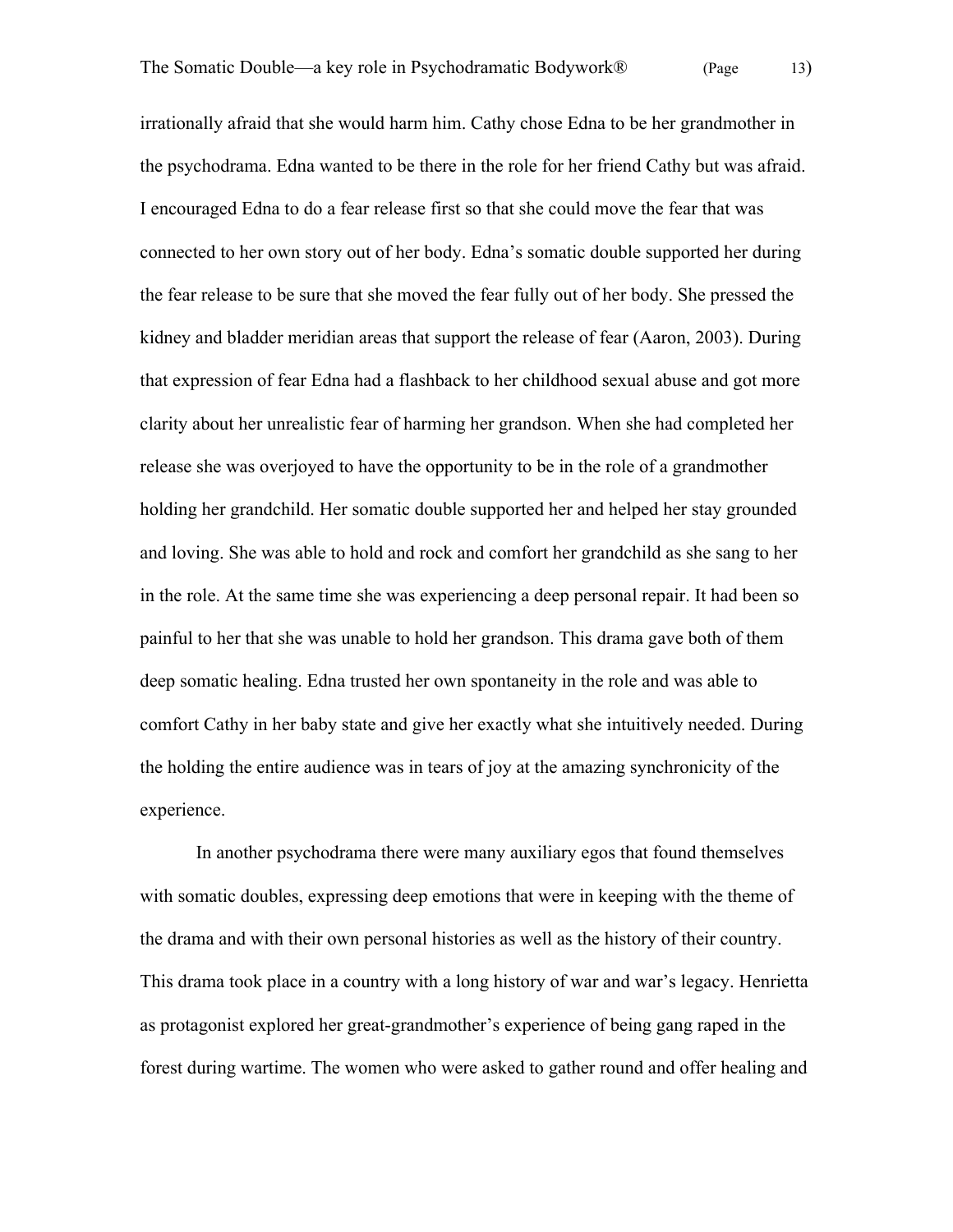irrationally afraid that she would harm him. Cathy chose Edna to be her grandmother in the psychodrama. Edna wanted to be there in the role for her friend Cathy but was afraid. I encouraged Edna to do a fear release first so that she could move the fear that was connected to her own story out of her body. Edna's somatic double supported her during the fear release to be sure that she moved the fear fully out of her body. She pressed the kidney and bladder meridian areas that support the release of fear (Aaron, 2003). During that expression of fear Edna had a flashback to her childhood sexual abuse and got more clarity about her unrealistic fear of harming her grandson. When she had completed her release she was overjoyed to have the opportunity to be in the role of a grandmother holding her grandchild. Her somatic double supported her and helped her stay grounded and loving. She was able to hold and rock and comfort her grandchild as she sang to her in the role. At the same time she was experiencing a deep personal repair. It had been so painful to her that she was unable to hold her grandson. This drama gave both of them deep somatic healing. Edna trusted her own spontaneity in the role and was able to comfort Cathy in her baby state and give her exactly what she intuitively needed. During the holding the entire audience was in tears of joy at the amazing synchronicity of the experience.

In another psychodrama there were many auxiliary egos that found themselves with somatic doubles, expressing deep emotions that were in keeping with the theme of the drama and with their own personal histories as well as the history of their country. This drama took place in a country with a long history of war and war's legacy. Henrietta as protagonist explored her great-grandmother's experience of being gang raped in the forest during wartime. The women who were asked to gather round and offer healing and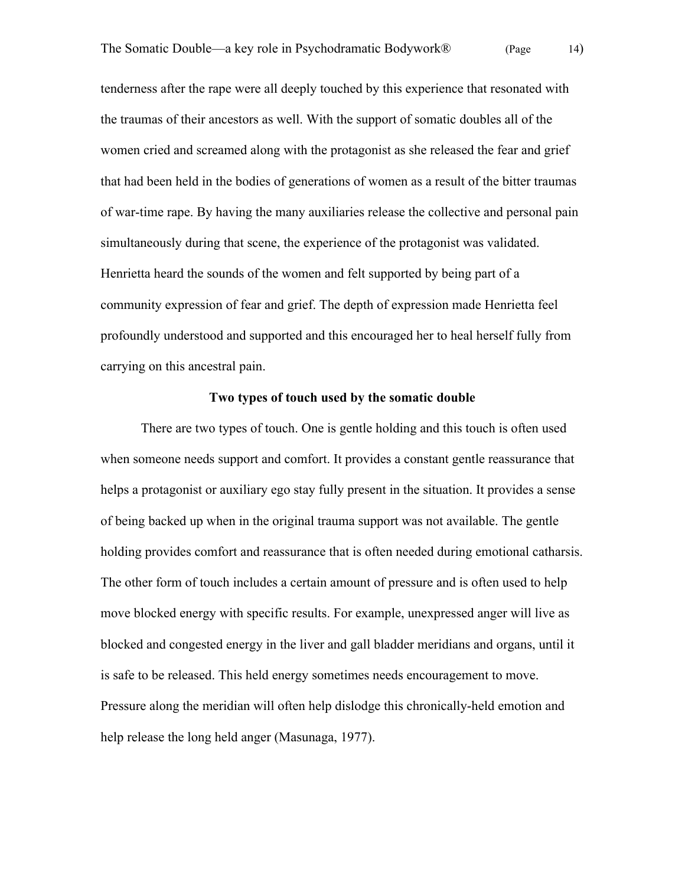tenderness after the rape were all deeply touched by this experience that resonated with the traumas of their ancestors as well. With the support of somatic doubles all of the women cried and screamed along with the protagonist as she released the fear and grief that had been held in the bodies of generations of women as a result of the bitter traumas of war-time rape. By having the many auxiliaries release the collective and personal pain simultaneously during that scene, the experience of the protagonist was validated. Henrietta heard the sounds of the women and felt supported by being part of a community expression of fear and grief. The depth of expression made Henrietta feel profoundly understood and supported and this encouraged her to heal herself fully from carrying on this ancestral pain.

**Two types of touch used by the somatic double**

There are two types of touch. One is gentle holding and this touch is often used when someone needs support and comfort. It provides a constant gentle reassurance that helps a protagonist or auxiliary ego stay fully present in the situation. It provides a sense of being backed up when in the original trauma support was not available. The gentle holding provides comfort and reassurance that is often needed during emotional catharsis. The other form of touch includes a certain amount of pressure and is often used to help move blocked energy with specific results. For example, unexpressed anger will live as blocked and congested energy in the liver and gall bladder meridians and organs, until it is safe to be released. This held energy sometimes needs encouragement to move. Pressure along the meridian will often help dislodge this chronically-held emotion and help release the long held anger (Masunaga, 1977).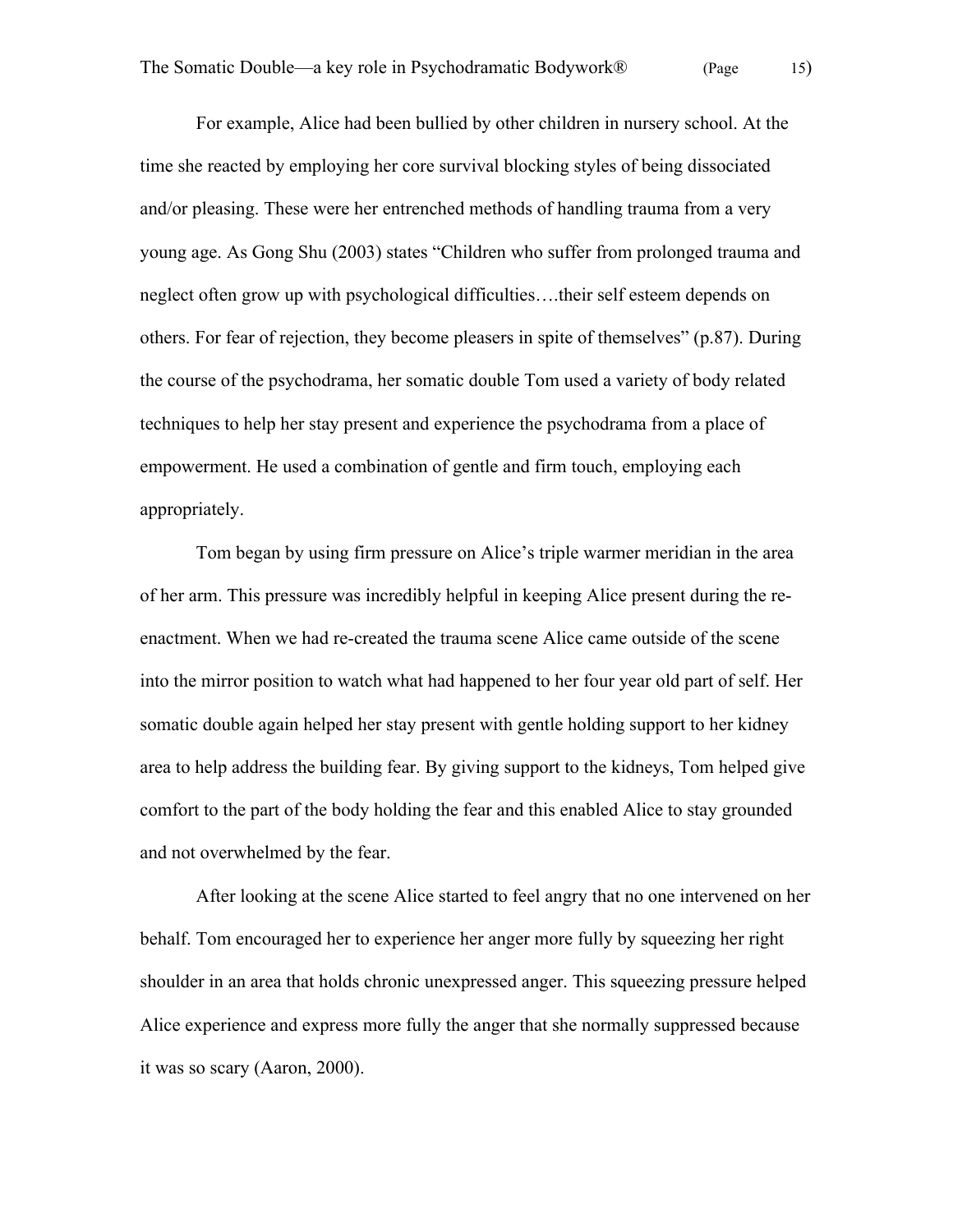For example, Alice had been bullied by other children in nursery school. At the time she reacted by employing her core survival blocking styles of being dissociated and/or pleasing. These were her entrenched methods of handling trauma from a very young age. As Gong Shu (2003) states "Children who suffer from prolonged trauma and neglect often grow up with psychological difficulties….their self esteem depends on others. For fear of rejection, they become pleasers in spite of themselves" (p.87). During the course of the psychodrama, her somatic double Tom used a variety of body related techniques to help her stay present and experience the psychodrama from a place of empowerment. He used a combination of gentle and firm touch, employing each appropriately.

Tom began by using firm pressure on Alice's triple warmer meridian in the area of her arm. This pressure was incredibly helpful in keeping Alice present during the re-enactment. When we had re-created the trauma scene Alice came outside of the scene into the mirror position to watch what had happened to her four year old part of self. Her somatic double again helped her stay present with gentle holding support to her kidney area to help address the building fear. By giving support to the kidneys, Tom helped give comfort to the part of the body holding the fear and this enabled Alice to stay grounded and not overwhelmed by the fear.

After looking at the scene Alice started to feel angry that no one intervened on her behalf. Tom encouraged her to experience her anger more fully by squeezing her right shoulder in an area that holds chronic unexpressed anger. This squeezing pressure helped Alice experience and express more fully the anger that she normally suppressed because it was so scary (Aaron, 2000).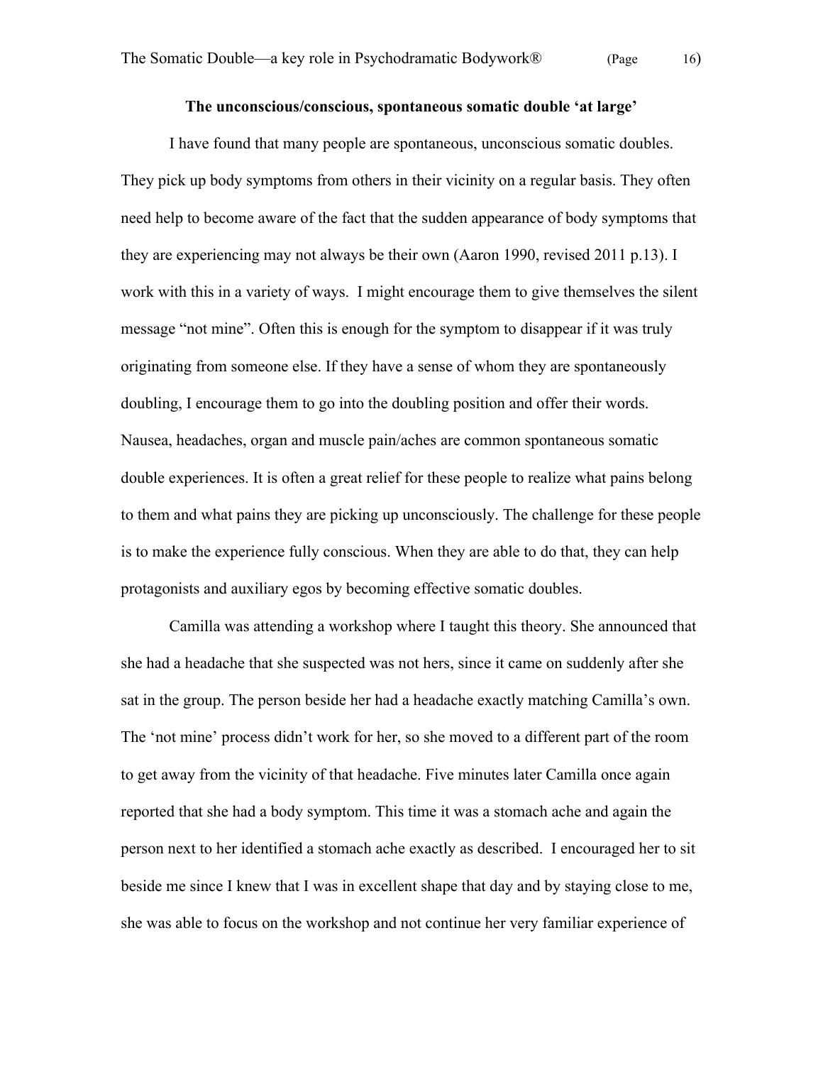### The unconscious/conscious, spontaneous somatic double 'at large'

I have found that many people are spontaneous, unconscious somatic doubles. They pick up body symptoms from others in their vicinity on a regular basis. They often need help to become aware of the fact that the sudden appearance of body symptoms that they are experiencing may not always be their own (Aaron 1990, revised 2011 p.13). I work with this in a variety of ways. I might encourage them to give themselves the silent message "not mine". Often this is enough for the symptom to disappear if it was truly originating from someone else. If they have a sense of whom they are spontaneously doubling, I encourage them to go into the doubling position and offer their words. Nausea, headaches, organ and muscle pain/aches are common spontaneous somatic double experiences. It is often a great relief for these people to realize what pains belong to them and what pains they are picking up unconsciously. The challenge for these people is to make the experience fully conscious. When they are able to do that, they can help protagonists and auxiliary egos by becoming effective somatic doubles.

Camilla was attending a workshop where I taught this theory. She announced that she had a headache that she suspected was not hers, since it came on suddenly after she sat in the group. The person beside her had a headache exactly matching Camilla's own. The 'not mine' process didn't work for her, so she moved to a different part of the room to get away from the vicinity of that headache. Five minutes later Camilla once again reported that she had a body symptom. This time it was a stomach ache and again the person next to her identified a stomach ache exactly as described. I encouraged her to sit beside me since I knew that I was in excellent shape that day and by staying close to me, she was able to focus on the workshop and not continue her very familiar experience of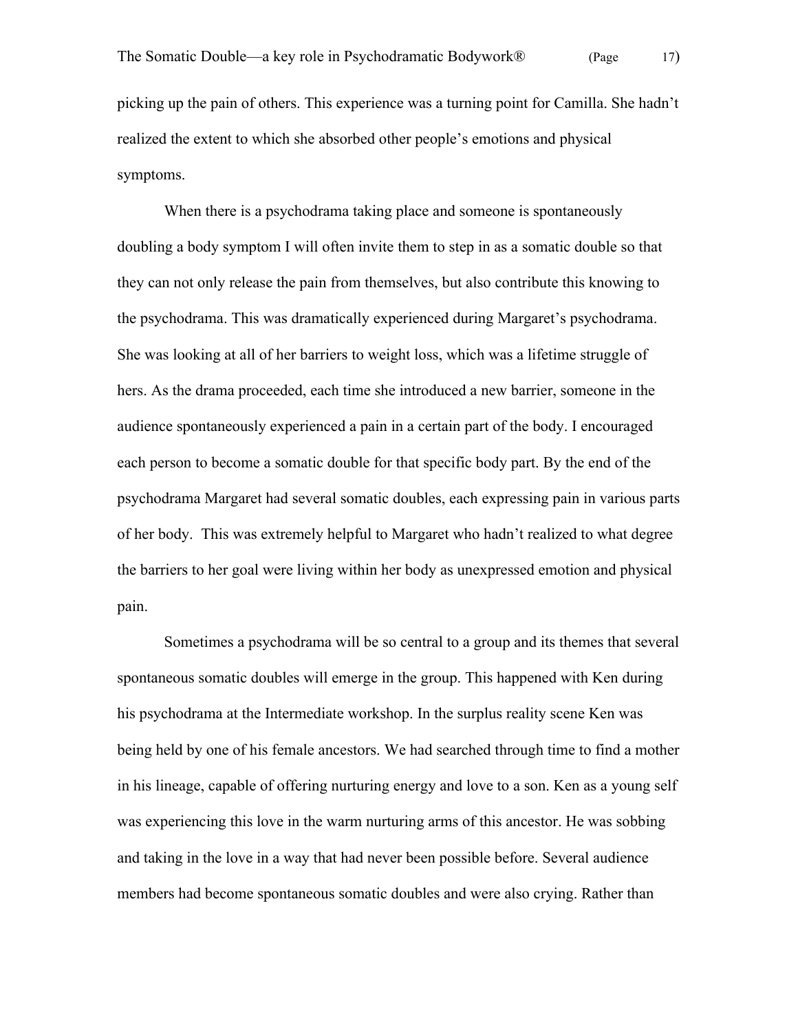picking up the pain of others. This experience was a turning point for Camilla. She hadn't realized the extent to which she absorbed other people's emotions and physical symptoms.

When there is a psychodrama taking place and someone is spontaneously doubling a body symptom I will often invite them to step in as a somatic double so that they can not only release the pain from themselves, but also contribute this knowing to the psychodrama. This was dramatically experienced during Margaret's psychodrama. She was looking at all of her barriers to weight loss, which was a lifetime struggle of hers. As the drama proceeded, each time she introduced a new barrier, someone in the audience spontaneously experienced a pain in a certain part of the body. I encouraged each person to become a somatic double for that specific body part. By the end of the psychodrama Margaret had several somatic doubles, each expressing pain in various parts of her body. This was extremely helpful to Margaret who hadn't realized to what degree the barriers to her goal were living within her body as unexpressed emotion and physical pain.

Sometimes a psychodrama will be so central to a group and its themes that several spontaneous somatic doubles will emerge in the group. This happened with Ken during his psychodrama at the Intermediate workshop. In the surplus reality scene Ken was being held by one of his female ancestors. We had searched through time to find a mother in his lineage, capable of offering nurturing energy and love to a son. Ken as a young self was experiencing this love in the warm nurturing arms of this ancestor. He was sobbing and taking in the love in a way that had never been possible before. Several audience members had become spontaneous somatic doubles and were also crying. Rather than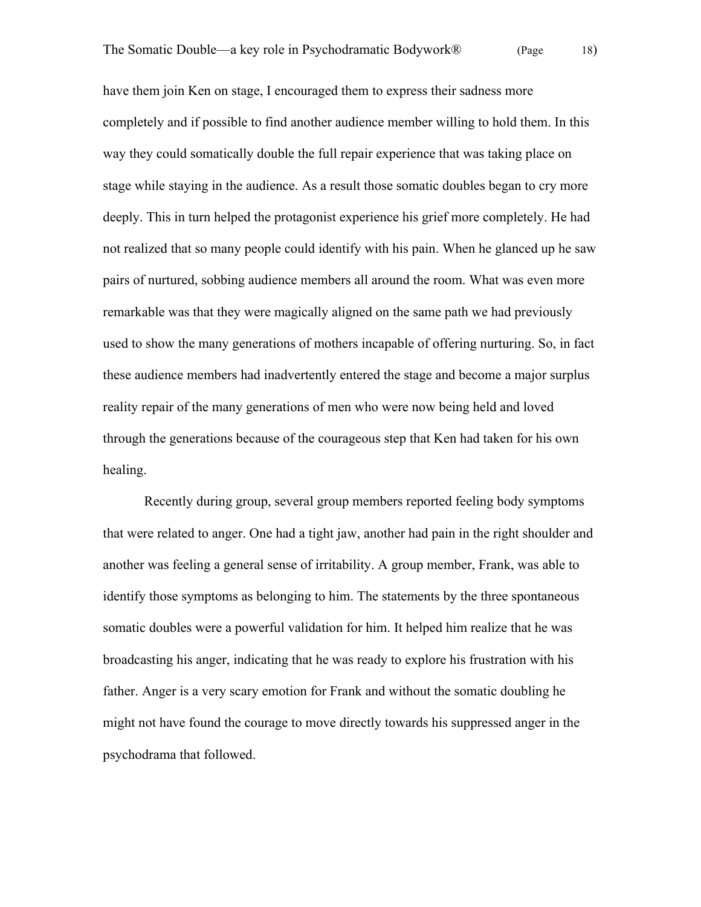have them join Ken on stage, I encouraged them to express their sadness more completely and if possible to find another audience member willing to hold them. In this way they could somatically double the full repair experience that was taking place on stage while staying in the audience. As a result those somatic doubles began to cry more deeply. This in turn helped the protagonist experience his grief more completely. He had not realized that so many people could identify with his pain. When he glanced up he saw pairs of nurtured, sobbing audience members all around the room. What was even more remarkable was that they were magically aligned on the same path we had previously used to show the many generations of mothers incapable of offering nurturing. So, in fact these audience members had inadvertently entered the stage and become a major surplus reality repair of the many generations of men who were now being held and loved through the generations because of the courageous step that Ken had taken for his own healing.

Recently during group, several group members reported feeling body symptoms that were related to anger. One had a tight jaw, another had pain in the right shoulder and another was feeling a general sense of irritability. A group member, Frank, was able to identify those symptoms as belonging to him. The statements by the three spontaneous somatic doubles were a powerful validation for him. It helped him realize that he was broadcasting his anger, indicating that he was ready to explore his frustration with his father. Anger is a very scary emotion for Frank and without the somatic doubling he might not have found the courage to move directly towards his suppressed anger in the psychodrama that followed.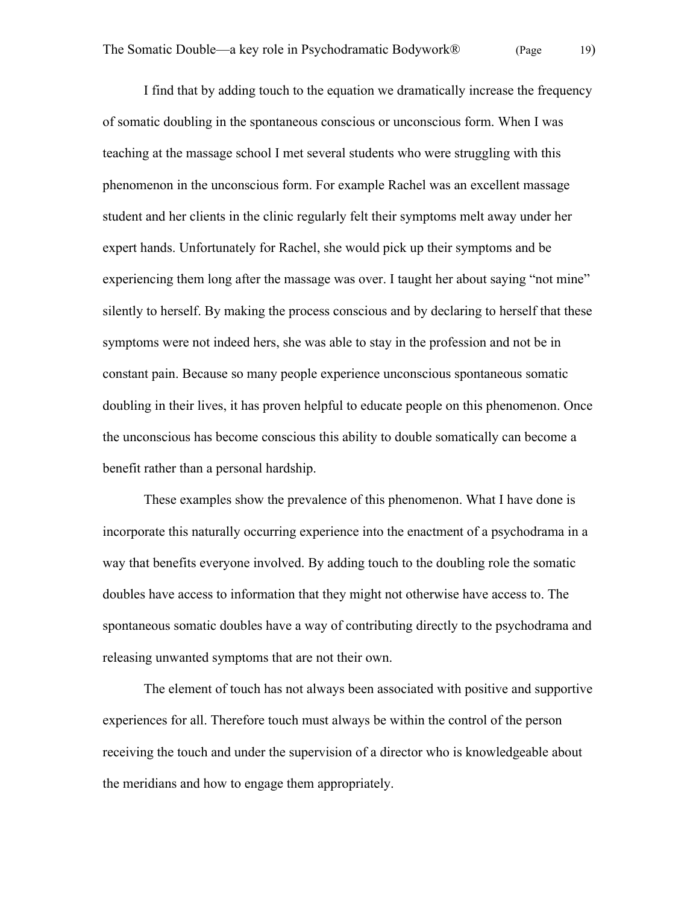I find that by adding touch to the equation we dramatically increase the frequency of somatic doubling in the spontaneous conscious or unconscious form. When I was teaching at the massage school I met several students who were struggling with this phenomenon in the unconscious form. For example Rachel was an excellent massage student and her clients in the clinic regularly felt their symptoms melt away under her expert hands. Unfortunately for Rachel, she would pick up their symptoms and be experiencing them long after the massage was over. I taught her about saying “not mine” silently to herself. By making the process conscious and by declaring to herself that these symptoms were not indeed hers, she was able to stay in the profession and not be in constant pain. Because so many people experience unconscious spontaneous somatic doubling in their lives, it has proven helpful to educate people on this phenomenon. Once the unconscious has become conscious this ability to double somatically can become a benefit rather than a personal hardship.

These examples show the prevalence of this phenomenon. What I have done is incorporate this naturally occurring experience into the enactment of a psychodrama in a way that benefits everyone involved. By adding touch to the doubling role the somatic doubles have access to information that they might not otherwise have access to. The spontaneous somatic doubles have a way of contributing directly to the psychodrama and releasing unwanted symptoms that are not their own.

The element of touch has not always been associated with positive and supportive experiences for all. Therefore touch must always be within the control of the person receiving the touch and under the supervision of a director who is knowledgeable about the meridians and how to engage them appropriately.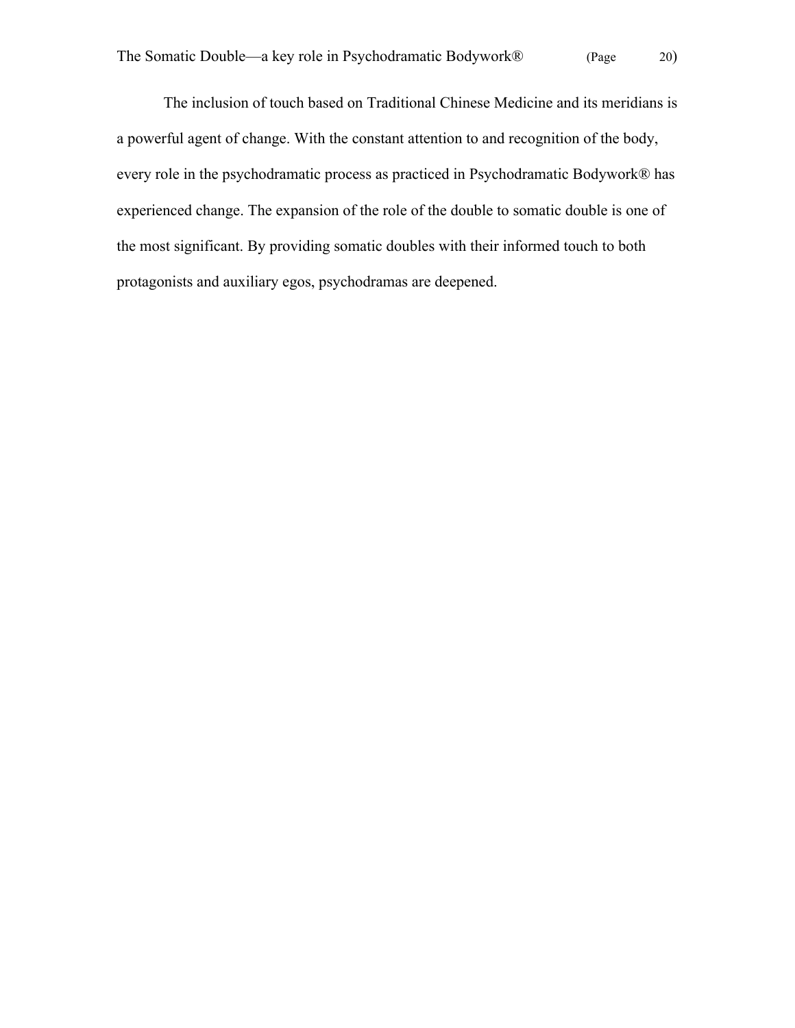The inclusion of touch based on Traditional Chinese Medicine and its meridians is a powerful agent of change. With the constant attention to and recognition of the body, every role in the psychodramatic process as practiced in Psychodramatic Bodywork® has experienced change. The expansion of the role of the double to somatic double is one of the most significant. By providing somatic doubles with their informed touch to both protagonists and auxiliary egos, psychodramas are deepened.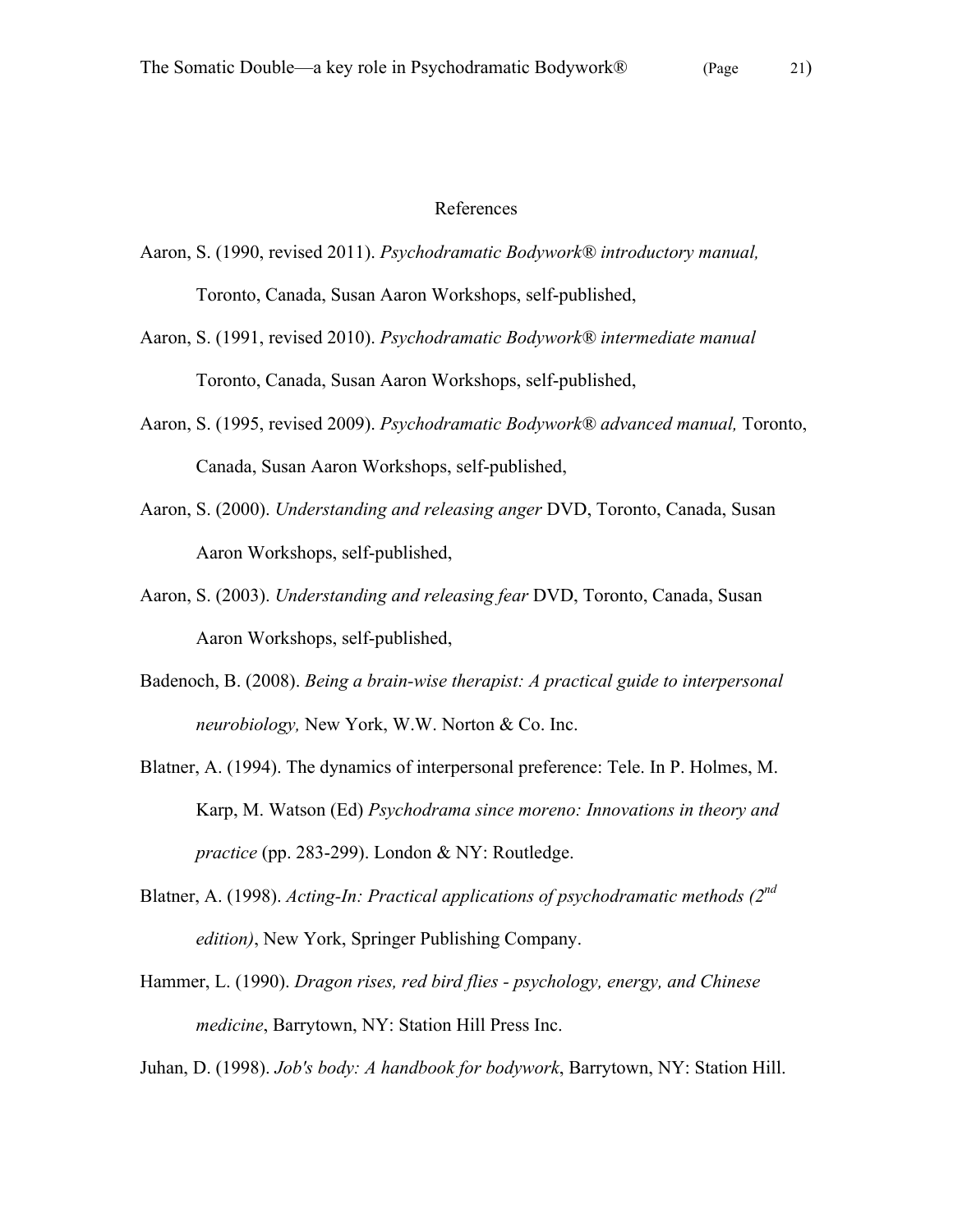## References

Aaron, S. (1990, revised 2011). *Psychodramatic Bodywork® introductory manual,* Toronto, Canada, Susan Aaron Workshops, self-published,

Aaron, S. (1991, revised 2010). *Psychodramatic Bodywork® intermediate manual* Toronto, Canada, Susan Aaron Workshops, self-published,

Aaron, S. (1995, revised 2009). *Psychodramatic Bodywork® advanced manual,* Toronto, Canada, Susan Aaron Workshops, self-published,

Aaron, S. (2000). *Understanding and releasing anger* DVD, Toronto, Canada, Susan Aaron Workshops, self-published,

Aaron, S. (2003). *Understanding and releasing fear* DVD, Toronto, Canada, Susan Aaron Workshops, self-published,

Badenoch, B. (2008). *Being a brain-wise therapist: A practical guide to interpersonal neurobiology,* New York, W.W. Norton & Co. Inc.

Blatner, A. (1994). The dynamics of interpersonal preference: Tele. In P. Holmes, M. Karp, M. Watson (Ed) *Psychodrama since moreno: Innovations in theory and practice* (pp. 283-299). London & NY: Routledge.

Blatner, A. (1998). *Acting-In: Practical applications of psychodramatic methods (2nd edition)*, New York, Springer Publishing Company.

Hammer, L. (1990). *Dragon rises, red bird flies - psychology, energy, and Chinese medicine*, Barrytown, NY: Station Hill Press Inc.

Juhan, D. (1998). *Job's body: A handbook for bodywork*, Barrytown, NY: Station Hill.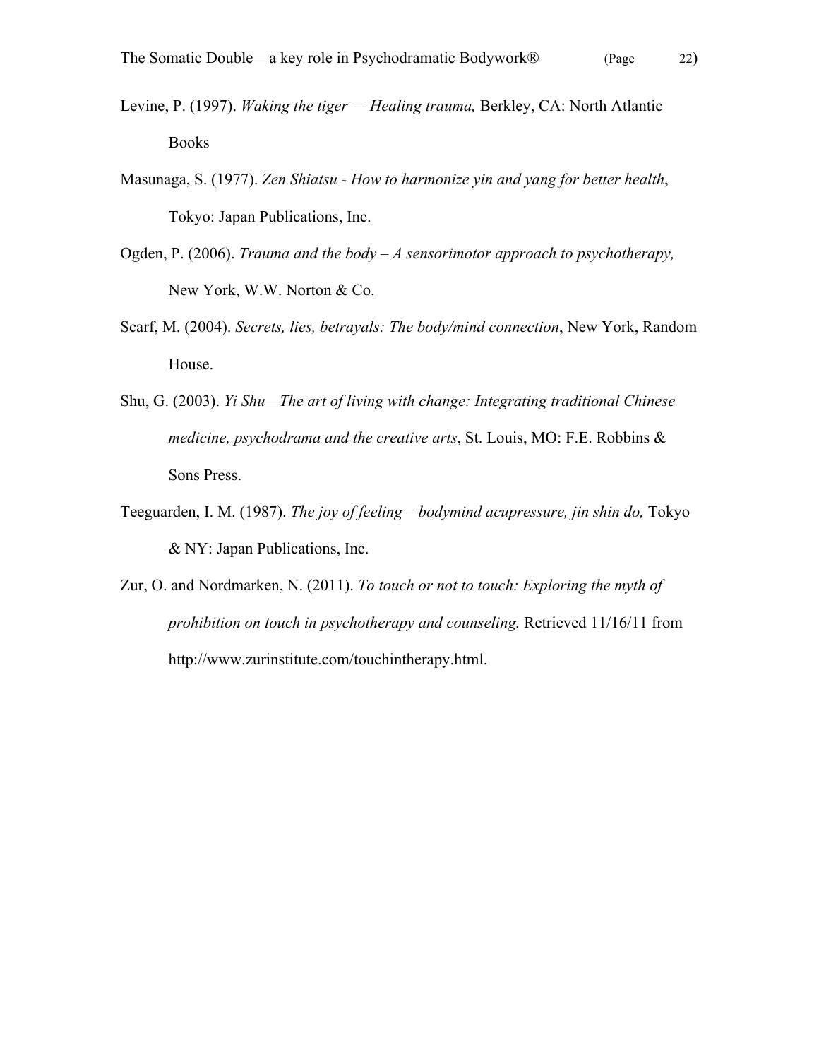Levine, P. (1997). *Waking the tiger — Healing trauma,* Berkley, CA: North Atlantic Books

Masunaga, S. (1977). *Zen Shiatsu - How to harmonize yin and yang for better health*, Tokyo: Japan Publications, Inc.

Ogden, P. (2006). *Trauma and the body – A sensorimotor approach to psychotherapy,* New York, W.W. Norton & Co.

Scarf, M. (2004). *Secrets, lies, betrayals: The body/mind connection*, New York, Random House.

Shu, G. (2003). *Yi Shu—The art of living with change: Integrating traditional Chinese medicine, psychodrama and the creative arts*, St. Louis, MO: F.E. Robbins & Sons Press.

Teeguarden, I. M. (1987). *The joy of feeling – bodymind acupressure, jin shin do,* Tokyo & NY: Japan Publications, Inc.

Zur, O. and Nordmarken, N. (2011). *To touch or not to touch: Exploring the myth of prohibition on touch in psychotherapy and counseling.* Retrieved 11/16/11 from http://www.zurinstitute.com/touchintherapy.html.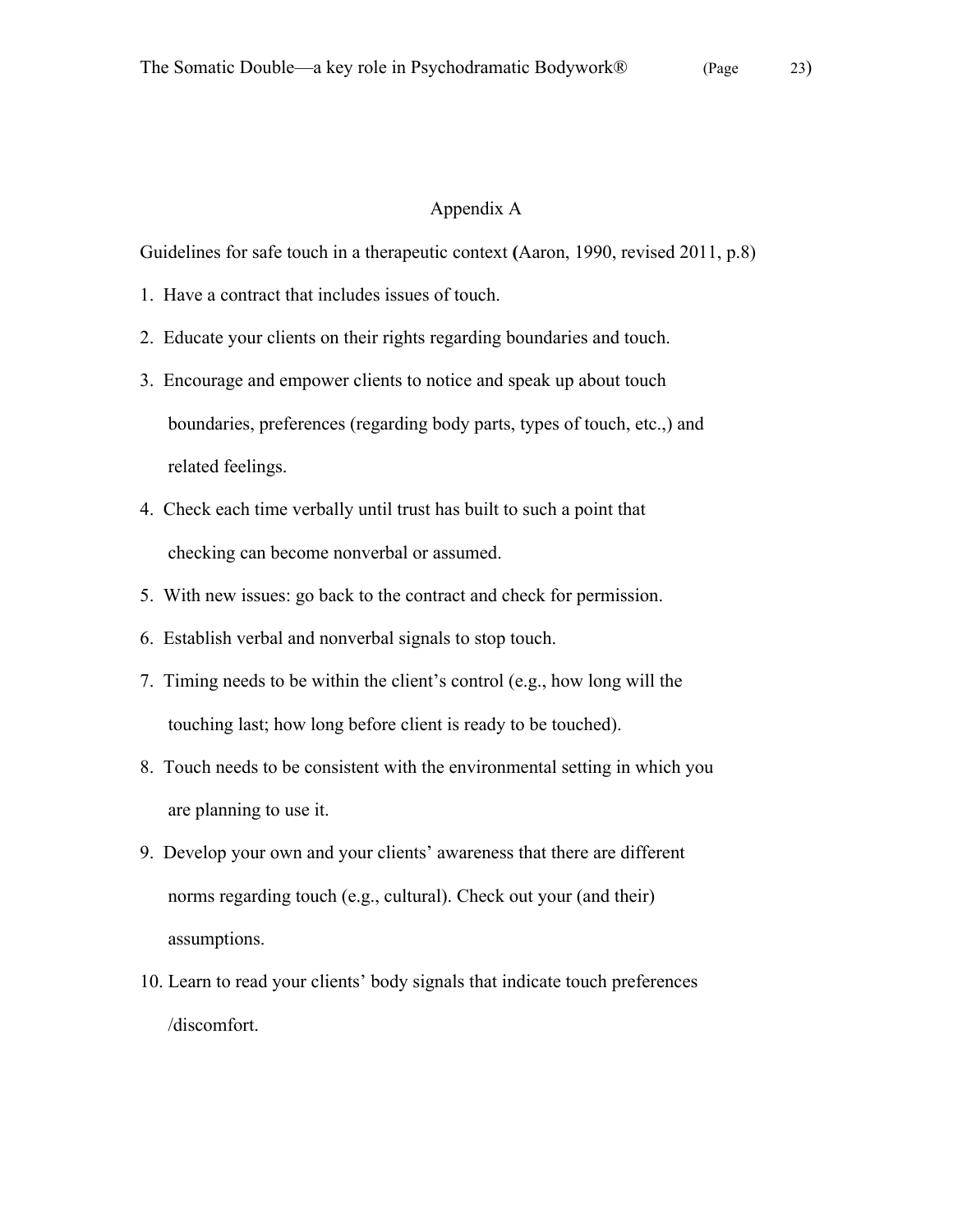## Appendix A

Guidelines for safe touch in a therapeutic context (Aaron, 1990, revised 2011, p.8)

1. Have a contract that includes issues of touch.
2. Educate your clients on their rights regarding boundaries and touch.
3. Encourage and empower clients to notice and speak up about touch boundaries, preferences (regarding body parts, types of touch, etc.,) and related feelings.
4. Check each time verbally until trust has built to such a point that checking can become nonverbal or assumed.
5. With new issues: go back to the contract and check for permission.
6. Establish verbal and nonverbal signals to stop touch.
7. Timing needs to be within the client's control (e.g., how long will the touching last; how long before client is ready to be touched).
8. Touch needs to be consistent with the environmental setting in which you are planning to use it.
9. Develop your own and your clients' awareness that there are different norms regarding touch (e.g., cultural). Check out your (and their) assumptions.
10. Learn to read your clients' body signals that indicate touch preferences /discomfort.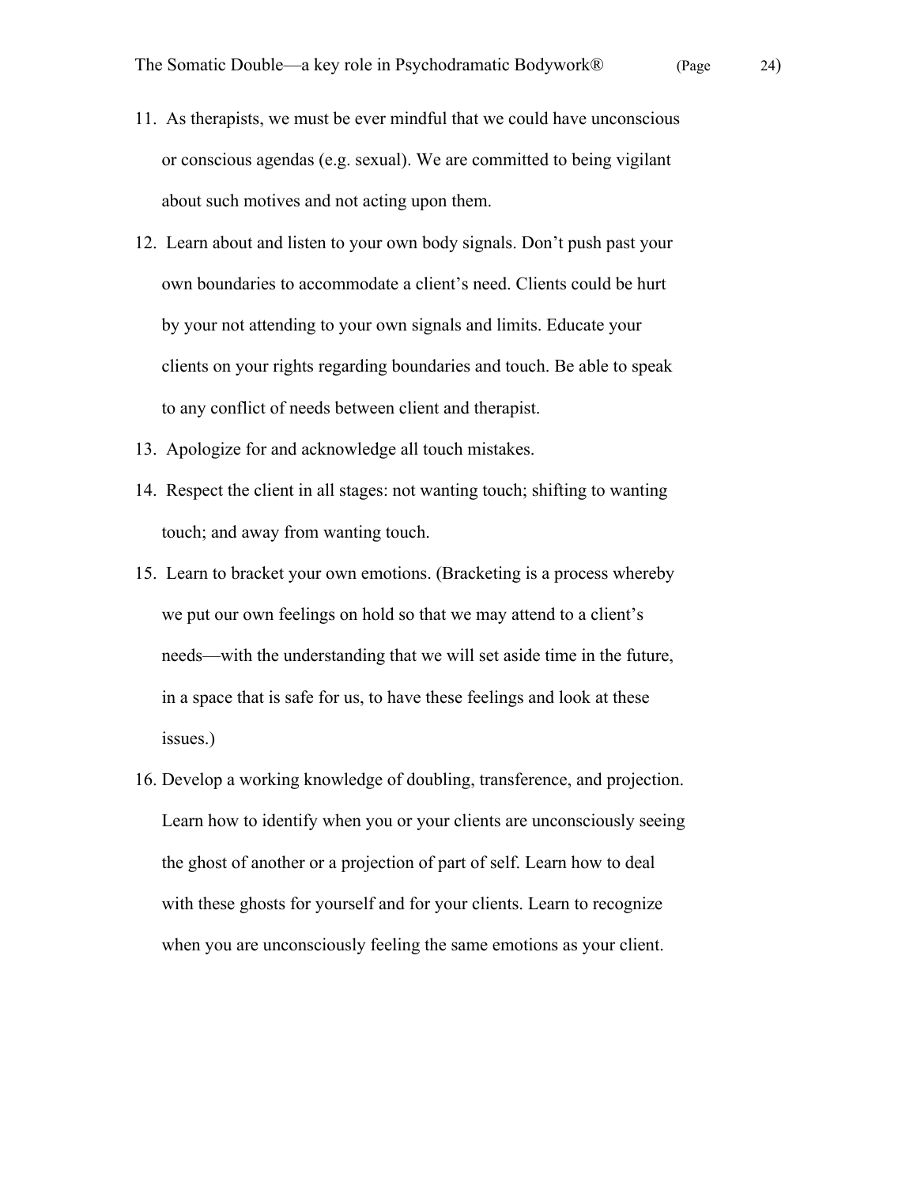11. As therapists, we must be ever mindful that we could have unconscious or conscious agendas (e.g. sexual). We are committed to being vigilant about such motives and not acting upon them.
12. Learn about and listen to your own body signals. Don't push past your own boundaries to accommodate a client's need. Clients could be hurt by your not attending to your own signals and limits. Educate your clients on your rights regarding boundaries and touch. Be able to speak to any conflict of needs between client and therapist.
13. Apologize for and acknowledge all touch mistakes.
14. Respect the client in all stages: not wanting touch; shifting to wanting touch; and away from wanting touch.
15. Learn to bracket your own emotions. (Bracketing is a process whereby we put our own feelings on hold so that we may attend to a client's needs—with the understanding that we will set aside time in the future, in a space that is safe for us, to have these feelings and look at these issues.)
16. Develop a working knowledge of doubling, transference, and projection. Learn how to identify when you or your clients are unconsciously seeing the ghost of another or a projection of part of self. Learn how to deal with these ghosts for yourself and for your clients. Learn to recognize when you are unconsciously feeling the same emotions as your client.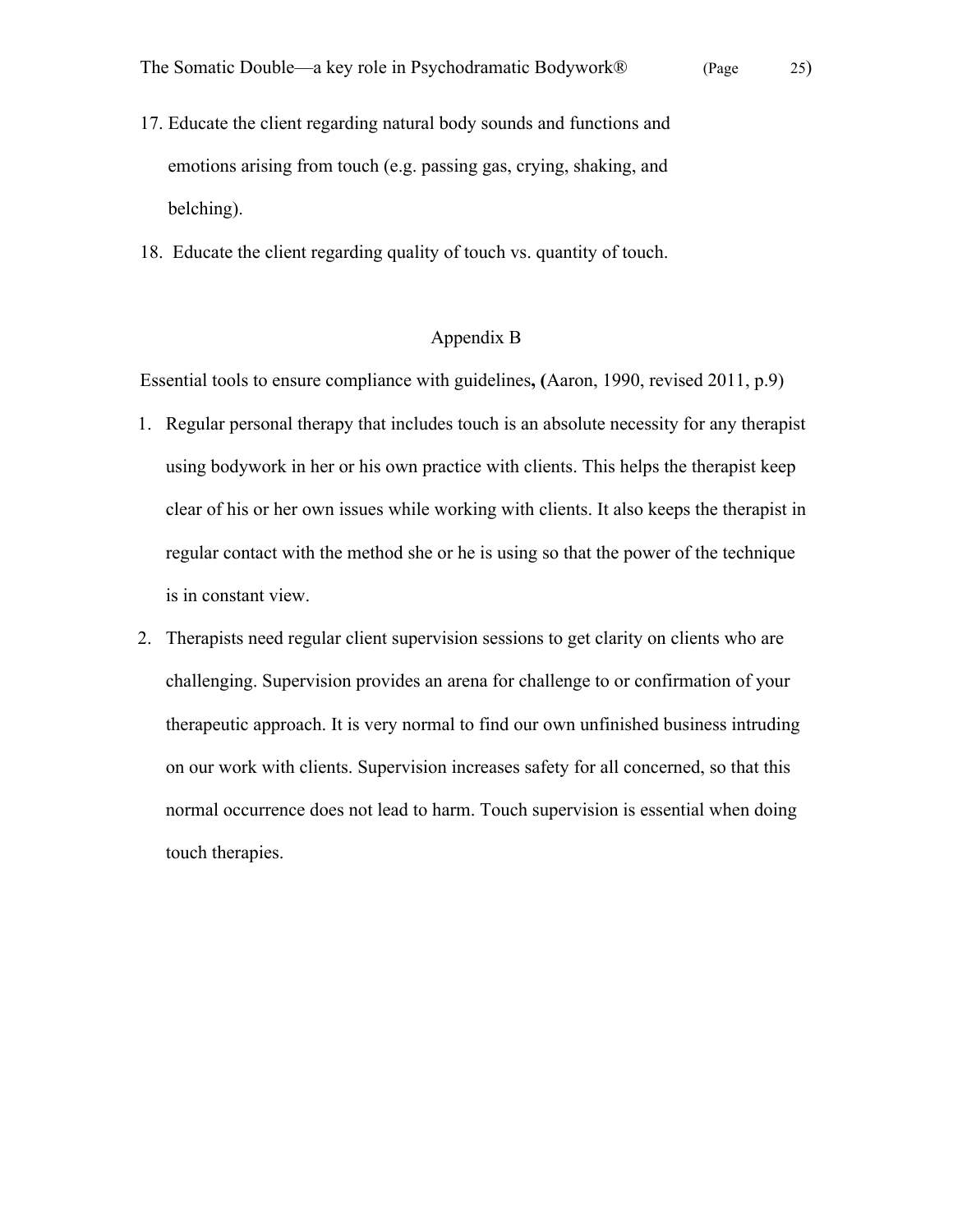17. Educate the client regarding natural body sounds and functions and emotions arising from touch (e.g. passing gas, crying, shaking, and belching).
18. Educate the client regarding quality of touch vs. quantity of touch.

## Appendix B

Essential tools to ensure compliance with guidelines**, (**Aaron, 1990, revised 2011, p.9)

1. Regular personal therapy that includes touch is an absolute necessity for any therapist using bodywork in her or his own practice with clients. This helps the therapist keep clear of his or her own issues while working with clients. It also keeps the therapist in regular contact with the method she or he is using so that the power of the technique is in constant view.
2. Therapists need regular client supervision sessions to get clarity on clients who are challenging. Supervision provides an arena for challenge to or confirmation of your therapeutic approach. It is very normal to find our own unfinished business intruding on our work with clients. Supervision increases safety for all concerned, so that this normal occurrence does not lead to harm. Touch supervision is essential when doing touch therapies.